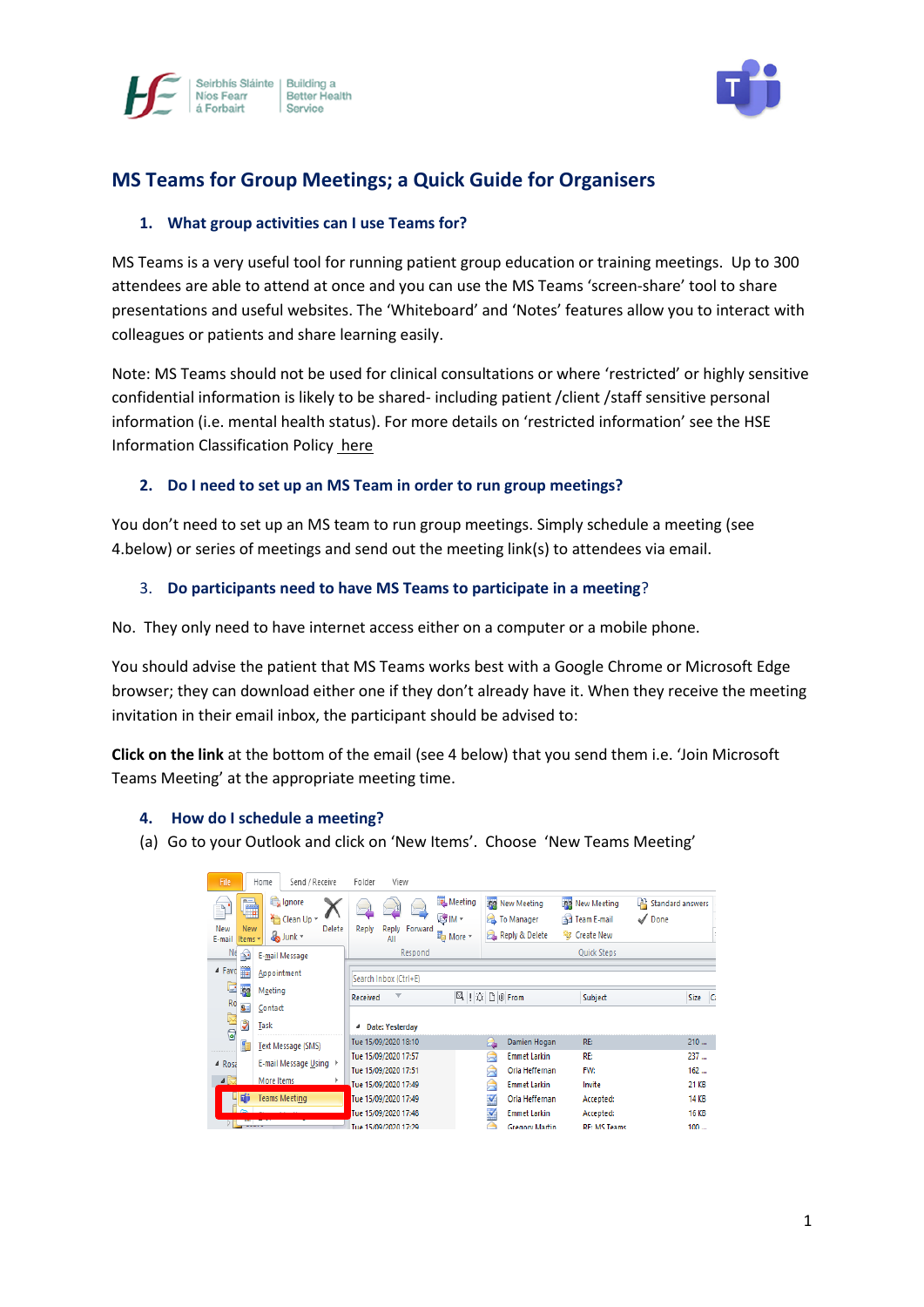# MS Teams for Group Meetings; a Quick Guide for Organisers

## 1. What group activities can I use Teams for?

MS Teams is a very useful tool for running patient group education or training meetings. Up to 300 attendees are able to attend at once and you can use the MS Teams 'screen-share' tool to share presentations and useful websites. The 'Whiteboard' and 'Notes' features allow you to interact with colleagues or patients and share learning easily.

Note: MS Teams should not be used for clinical consultations or where 'restricted' or highly sensitive confidential information is likely to be shared- including patient /client /staff sensitive personal information (i.e. mental health status). For more details on 'restricted information' see the HSE Information Classification Policy here

## 2. Do I need to set up an MS Team in order to run group meetings?

You don't need to set up an MS team to run group meetings. Simply schedule a meeting (see 4.below) or series of meetings and send out the meeting link(s) to attendees via email.

## 3. Do participants need to have MS Teams to participate in a meeting?

No. They only need to have internet access either on a computer or a mobile phone.

You should advise the patient that MS Teams works best with a Google Chrome or Microsoft Edge browser; they can download either one if they don't already have it. When they receive the meeting invitation in their email inbox, the participant should be advised to:

**Click on the link** at the bottom of the email (see 4 below) that you send them i.e. 'Join Microsoft Teams Meeting' at the appropriate meeting time.

## 4. How do I schedule a meeting?

(a) Go to your Outlook and click on 'New Items'. Choose 'New Teams Meeting'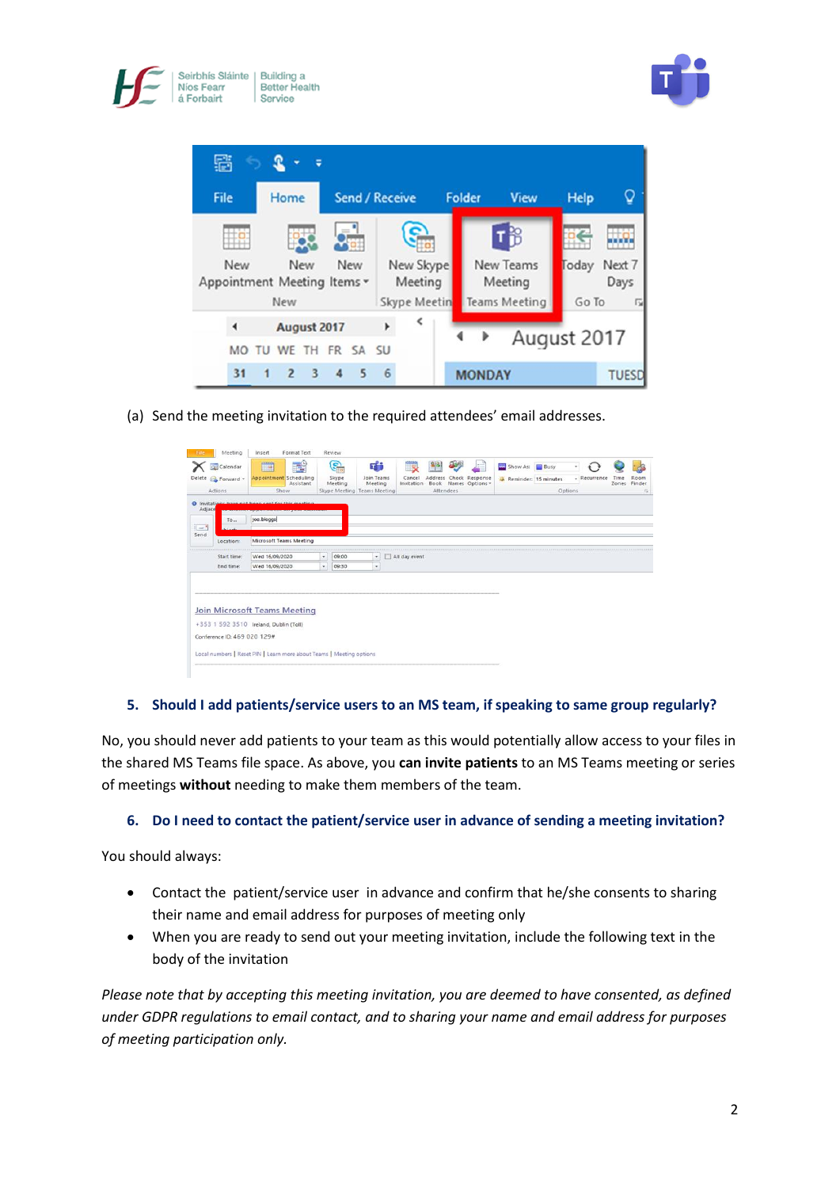(a) Send the meeting invitation to the required attendees' email addresses.

### 5. Should I add patients/service users to an MS team, if speaking to same group regularly?

No, you should never add patients to your team as this would potentially allow access to your files in the shared MS Teams file space. As above, you **can invite patients** to an MS Teams meeting or series of meetings **without** needing to make them members of the team.

### 6. Do I need to contact the patient/service user in advance of sending a meeting invitation?

You should always:

- Contact the patient/service user in advance and confirm that he/she consents to sharing their name and email address for purposes of meeting only
- When you are ready to send out your meeting invitation, include the following text in the body of the invitation

*Please note that by accepting this meeting invitation, you are deemed to have consented, as defined under GDPR regulations to email contact, and to sharing your name and email address for purposes of meeting participation only.*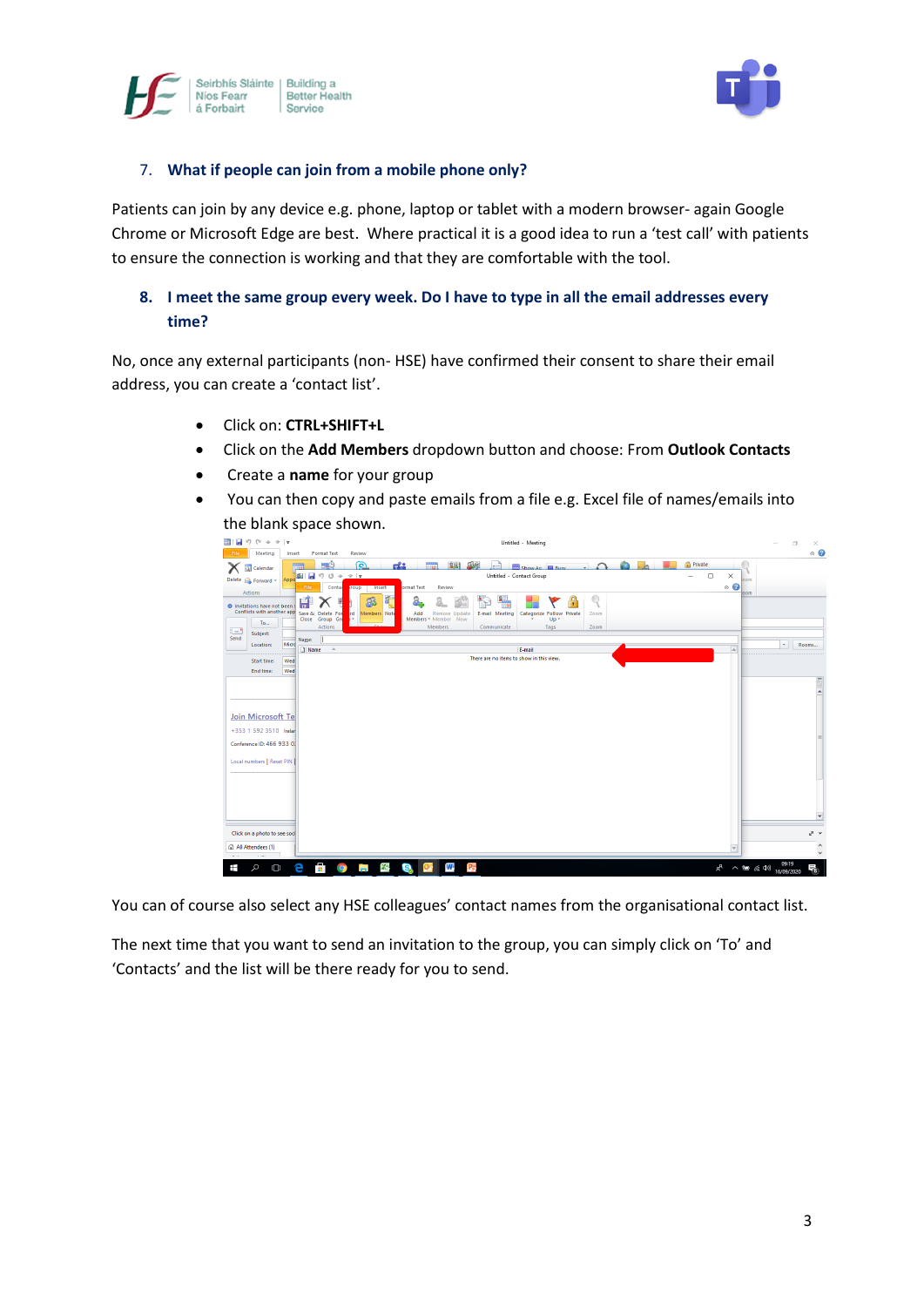7. **What if people can join from a mobile phone only?**

Patients can join by any device e.g. phone, laptop or tablet with a modern browser- again Google Chrome or Microsoft Edge are best. Where practical it is a good idea to run a 'test call' with patients to ensure the connection is working and that they are comfortable with the tool.

8. **I meet the same group every week. Do I have to type in all the email addresses every time?**

No, once any external participants (non- HSE) have confirmed their consent to share their email address, you can create a 'contact list'.

- Click on: **CTRL+SHIFT+L**
- Click on the **Add Members** dropdown button and choose: From **Outlook Contacts**
- Create a **name** for your group
- You can then copy and paste emails from a file e.g. Excel file of names/emails into the blank space shown.

You can of course also select any HSE colleagues' contact names from the organisational contact list.

The next time that you want to send an invitation to the group, you can simply click on 'To' and 'Contacts' and the list will be there ready for you to send.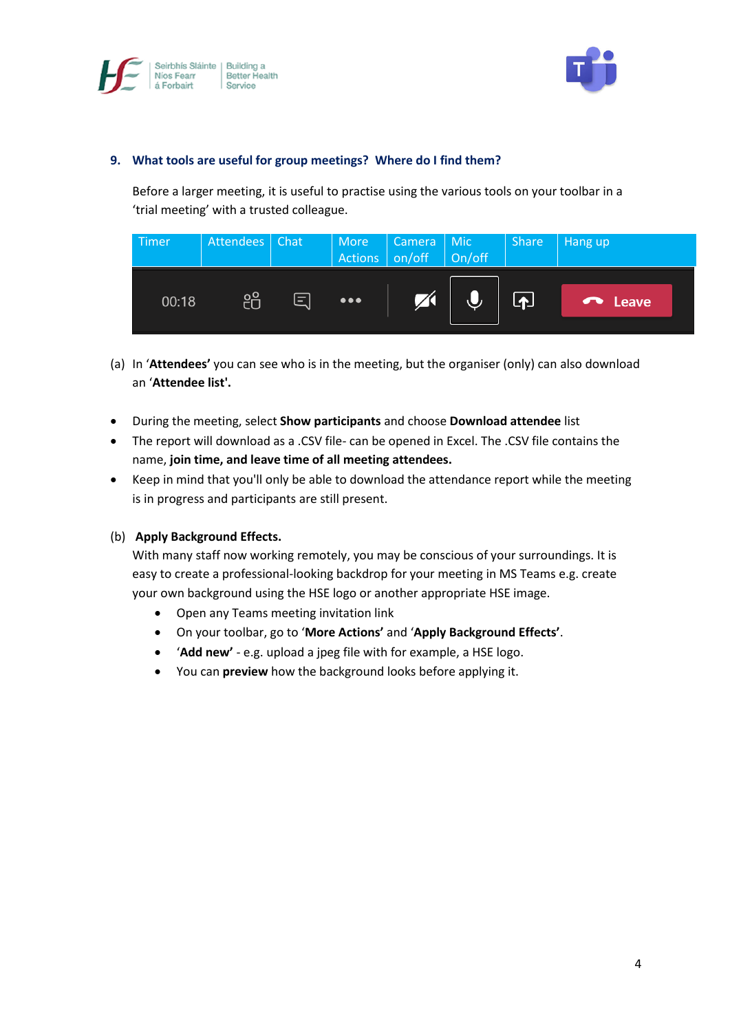## 9. What tools are useful for group meetings? Where do I find them?

Before a larger meeting, it is useful to practise using the various tools on your toolbar in a 'trial meeting' with a trusted colleague.

| Timer | Attendees | Chat | More Actions | Camera on/off | Mic On/off | Share | Hang up |
|---|---|---|---|---|---|---|---|
| 00:18 | | | ••• | | | | Leave |

(a) In '**Attendees'** you can see who is in the meeting, but the organiser (only) can also download an '**Attendee list'.**

- During the meeting, select **Show participants** and choose **Download attendee** list
- The report will download as a .CSV file- can be opened in Excel. The .CSV file contains the name, **join time, and leave time of all meeting attendees.**
- Keep in mind that you'll only be able to download the attendance report while the meeting is in progress and participants are still present.

(b) **Apply Background Effects.**

With many staff now working remotely, you may be conscious of your surroundings. It is easy to create a professional-looking backdrop for your meeting in MS Teams e.g. create your own background using the HSE logo or another appropriate HSE image.

- Open any Teams meeting invitation link
- On your toolbar, go to '**More Actions'** and '**Apply Background Effects'**.
- '**Add new'** - e.g. upload a jpeg file with for example, a HSE logo.
- You can **preview** how the background looks before applying it.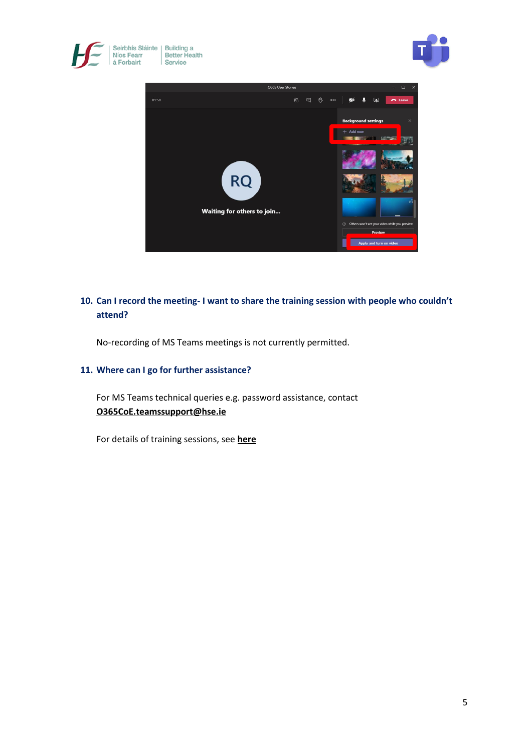10. **Can I record the meeting- I want to share the training session with people who couldn't attend?**

    No-recording of MS Teams meetings is not currently permitted.

11. **Where can I go for further assistance?**

    For MS Teams technical queries e.g. password assistance, contact **O365CoE.teamssupport@hse.ie**

    For details of training sessions, see **here**